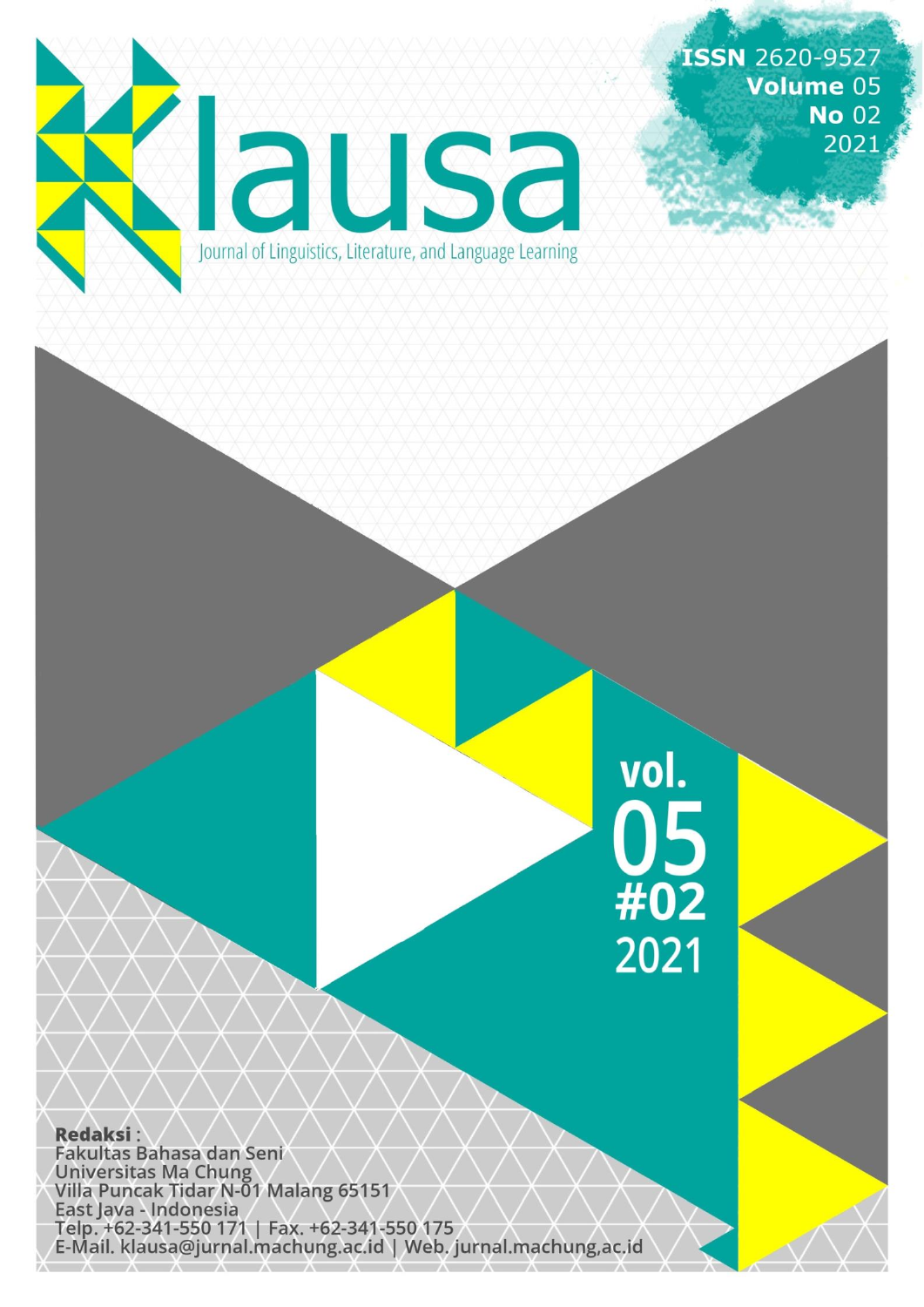# Klausa

Journal of Linguistics, Literature, and Language Learning

**ISSN** 2620-9527
**Volume** 05
**No** 02
2021

vol.
05
#02
2021

**Redaksi** :
Fakultas Bahasa dan Seni
Universitas Ma Chung
Villa Puncak Tidar N-01 Malang 65151
East Java - Indonesia
Telp. +62-341-550 171 | Fax. +62-341-550 175
E-Mail. klausa@jurnal.machung.ac.id | Web. jurnal.machung,ac.id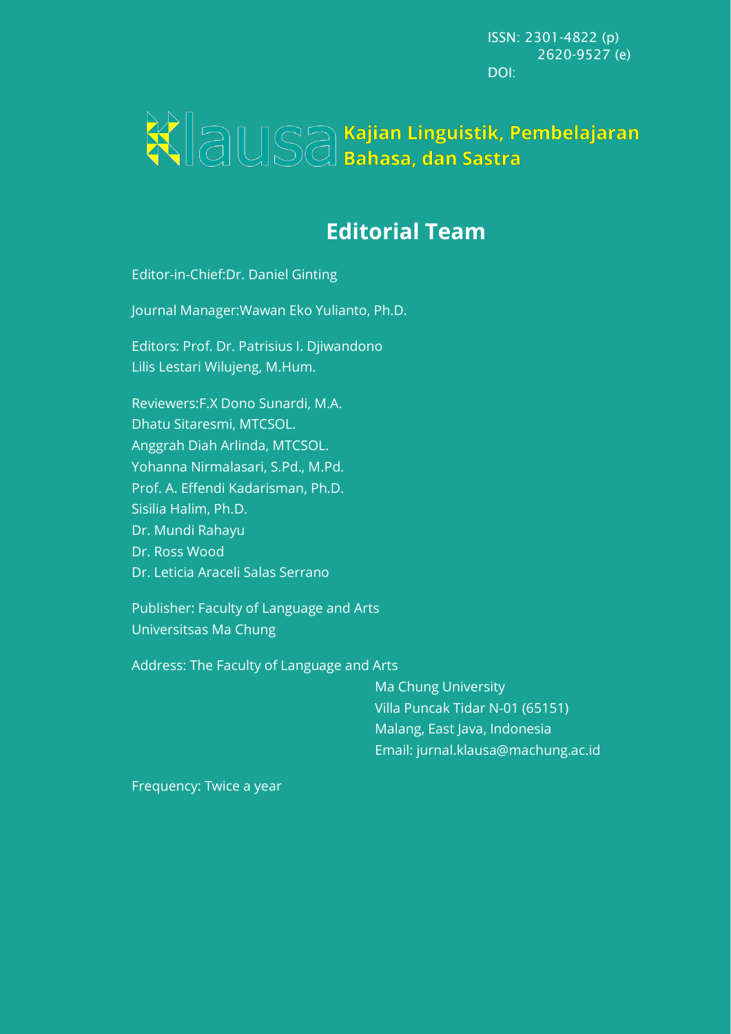ISSN: 2301-4822 (p)
2620-9527 (e)
DOI:

Klausa Kajian Linguistik, Pembelajaran Bahasa, dan Sastra

# Editorial Team

Editor-in-Chief:Dr. Daniel Ginting

Journal Manager:Wawan Eko Yulianto, Ph.D.

Editors: Prof. Dr. Patrisius I. Djiwandono
Lilis Lestari Wilujeng, M.Hum.

Reviewers:F.X Dono Sunardi, M.A.
Dhatu Sitaresmi, MTCSOL.
Anggrah Diah Arlinda, MTCSOL.
Yohanna Nirmalasari, S.Pd., M.Pd.
Prof. A. Effendi Kadarisman, Ph.D.
Sisilia Halim, Ph.D.
Dr. Mundi Rahayu
Dr. Ross Wood
Dr. Leticia Araceli Salas Serrano

Publisher: Faculty of Language and Arts
Universitsas Ma Chung

Address: The Faculty of Language and Arts
Ma Chung University
Villa Puncak Tidar N-01 (65151)
Malang, East Java, Indonesia
Email: jurnal.klausa@machung.ac.id

Frequency: Twice a year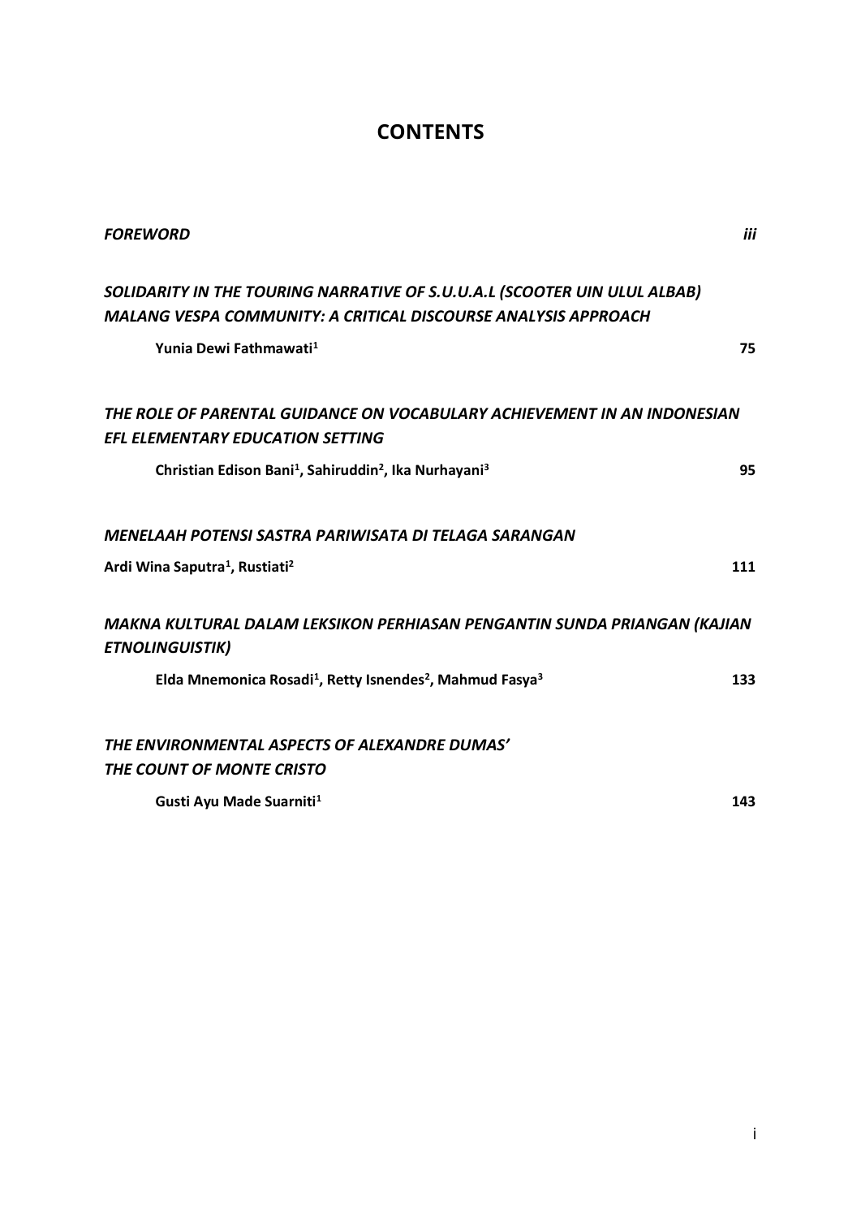# CONTENTS

*FOREWORD* — *iii*

*SOLIDARITY IN THE TOURING NARRATIVE OF S.U.U.A.L (SCOOTER UIN ULUL ALBAB) MALANG VESPA COMMUNITY: A CRITICAL DISCOURSE ANALYSIS APPROACH*

**Yunia Dewi Fathmawati[1]** — **75**

*THE ROLE OF PARENTAL GUIDANCE ON VOCABULARY ACHIEVEMENT IN AN INDONESIAN EFL ELEMENTARY EDUCATION SETTING*

**Christian Edison Bani[1], Sahiruddin[2], Ika Nurhayani[3]** — **95**

*MENELAAH POTENSI SASTRA PARIWISATA DI TELAGA SARANGAN*

**Ardi Wina Saputra[1], Rustiati[2]** — **111**

*MAKNA KULTURAL DALAM LEKSIKON PERHIASAN PENGANTIN SUNDA PRIANGAN (KAJIAN ETNOLINGUISTIK)*

**Elda Mnemonica Rosadi[1], Retty Isnendes[2], Mahmud Fasya[3]** — **133**

*THE ENVIRONMENTAL ASPECTS OF ALEXANDRE DUMAS' THE COUNT OF MONTE CRISTO*

**Gusti Ayu Made Suarniti[1]** — **143**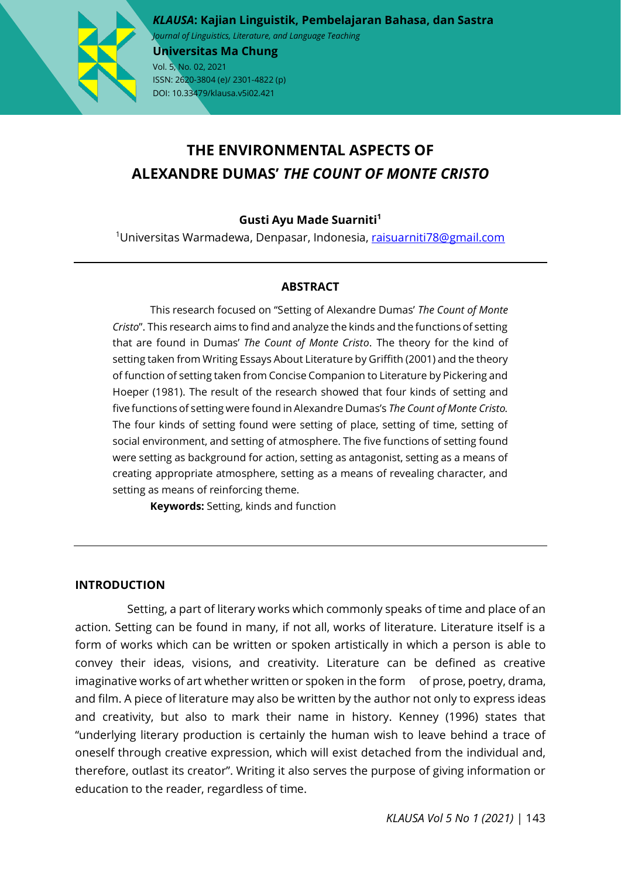# THE ENVIRONMENTAL ASPECTS OF ALEXANDRE DUMAS' *THE COUNT OF MONTE CRISTO*

**Gusti Ayu Made Suarniti[1]**

[1]Universitas Warmadewa, Denpasar, Indonesia, raisuarniti78@gmail.com

## ABSTRACT

This research focused on "Setting of Alexandre Dumas' *The Count of Monte Cristo*". This research aims to find and analyze the kinds and the functions of setting that are found in Dumas' *The Count of Monte Cristo*. The theory for the kind of setting taken from Writing Essays About Literature by Griffith (2001) and the theory of function of setting taken from Concise Companion to Literature by Pickering and Hoeper (1981). The result of the research showed that four kinds of setting and five functions of setting were found in Alexandre Dumas's *The Count of Monte Cristo.* The four kinds of setting found were setting of place, setting of time, setting of social environment, and setting of atmosphere. The five functions of setting found were setting as background for action, setting as antagonist, setting as a means of creating appropriate atmosphere, setting as a means of revealing character, and setting as means of reinforcing theme.

**Keywords:** Setting, kinds and function

## INTRODUCTION

Setting, a part of literary works which commonly speaks of time and place of an action. Setting can be found in many, if not all, works of literature. Literature itself is a form of works which can be written or spoken artistically in which a person is able to convey their ideas, visions, and creativity. Literature can be defined as creative imaginative works of art whether written or spoken in the form of prose, poetry, drama, and film. A piece of literature may also be written by the author not only to express ideas and creativity, but also to mark their name in history. Kenney (1996) states that "underlying literary production is certainly the human wish to leave behind a trace of oneself through creative expression, which will exist detached from the individual and, therefore, outlast its creator". Writing it also serves the purpose of giving information or education to the reader, regardless of time.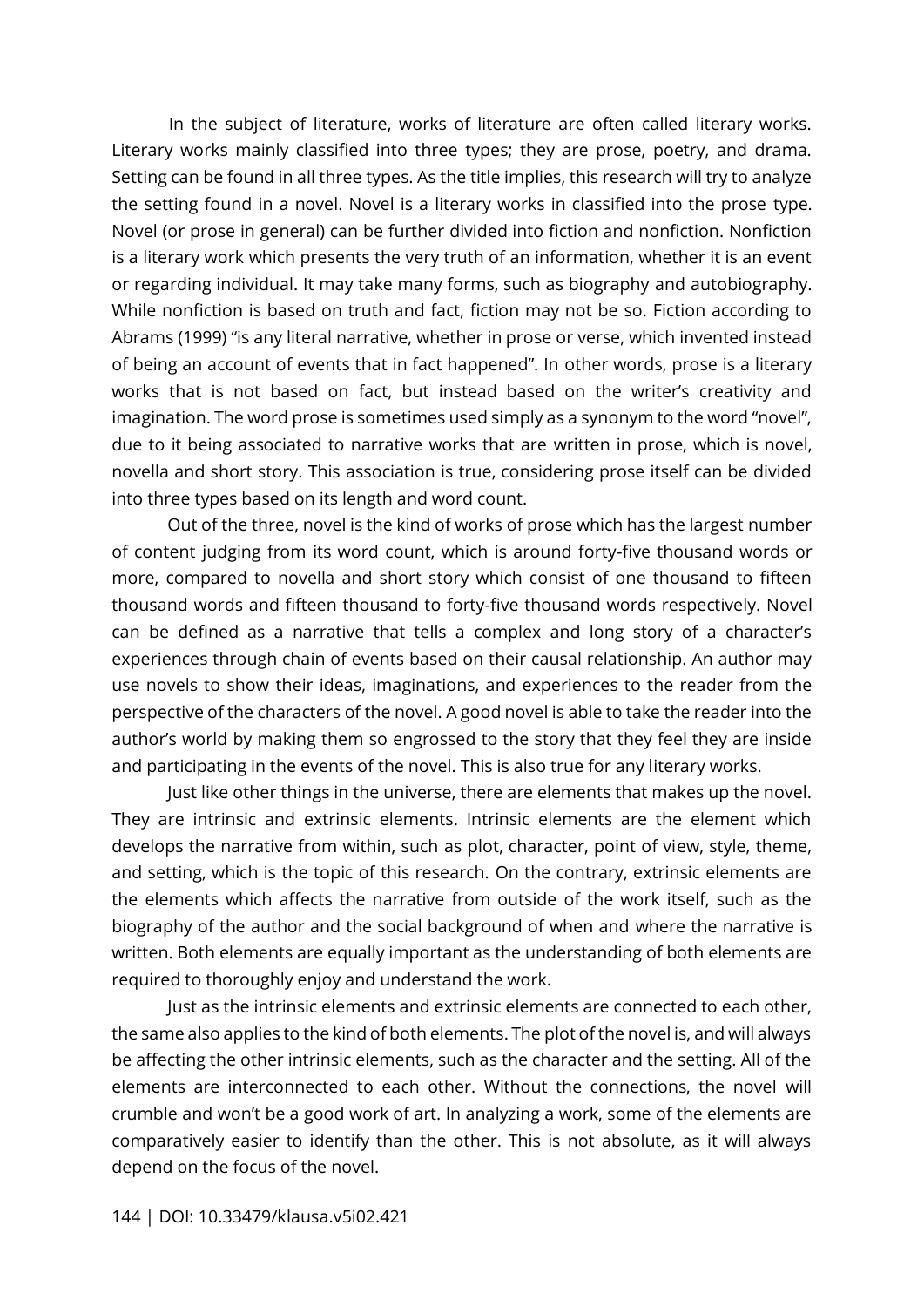In the subject of literature, works of literature are often called literary works. Literary works mainly classified into three types; they are prose, poetry, and drama. Setting can be found in all three types. As the title implies, this research will try to analyze the setting found in a novel. Novel is a literary works in classified into the prose type. Novel (or prose in general) can be further divided into fiction and nonfiction. Nonfiction is a literary work which presents the very truth of an information, whether it is an event or regarding individual. It may take many forms, such as biography and autobiography. While nonfiction is based on truth and fact, fiction may not be so. Fiction according to Abrams (1999) "is any literal narrative, whether in prose or verse, which invented instead of being an account of events that in fact happened". In other words, prose is a literary works that is not based on fact, but instead based on the writer's creativity and imagination. The word prose is sometimes used simply as a synonym to the word "novel", due to it being associated to narrative works that are written in prose, which is novel, novella and short story. This association is true, considering prose itself can be divided into three types based on its length and word count.

Out of the three, novel is the kind of works of prose which has the largest number of content judging from its word count, which is around forty-five thousand words or more, compared to novella and short story which consist of one thousand to fifteen thousand words and fifteen thousand to forty-five thousand words respectively. Novel can be defined as a narrative that tells a complex and long story of a character's experiences through chain of events based on their causal relationship. An author may use novels to show their ideas, imaginations, and experiences to the reader from the perspective of the characters of the novel. A good novel is able to take the reader into the author's world by making them so engrossed to the story that they feel they are inside and participating in the events of the novel. This is also true for any literary works.

Just like other things in the universe, there are elements that makes up the novel. They are intrinsic and extrinsic elements. Intrinsic elements are the element which develops the narrative from within, such as plot, character, point of view, style, theme, and setting, which is the topic of this research. On the contrary, extrinsic elements are the elements which affects the narrative from outside of the work itself, such as the biography of the author and the social background of when and where the narrative is written. Both elements are equally important as the understanding of both elements are required to thoroughly enjoy and understand the work.

Just as the intrinsic elements and extrinsic elements are connected to each other, the same also applies to the kind of both elements. The plot of the novel is, and will always be affecting the other intrinsic elements, such as the character and the setting. All of the elements are interconnected to each other. Without the connections, the novel will crumble and won't be a good work of art. In analyzing a work, some of the elements are comparatively easier to identify than the other. This is not absolute, as it will always depend on the focus of the novel.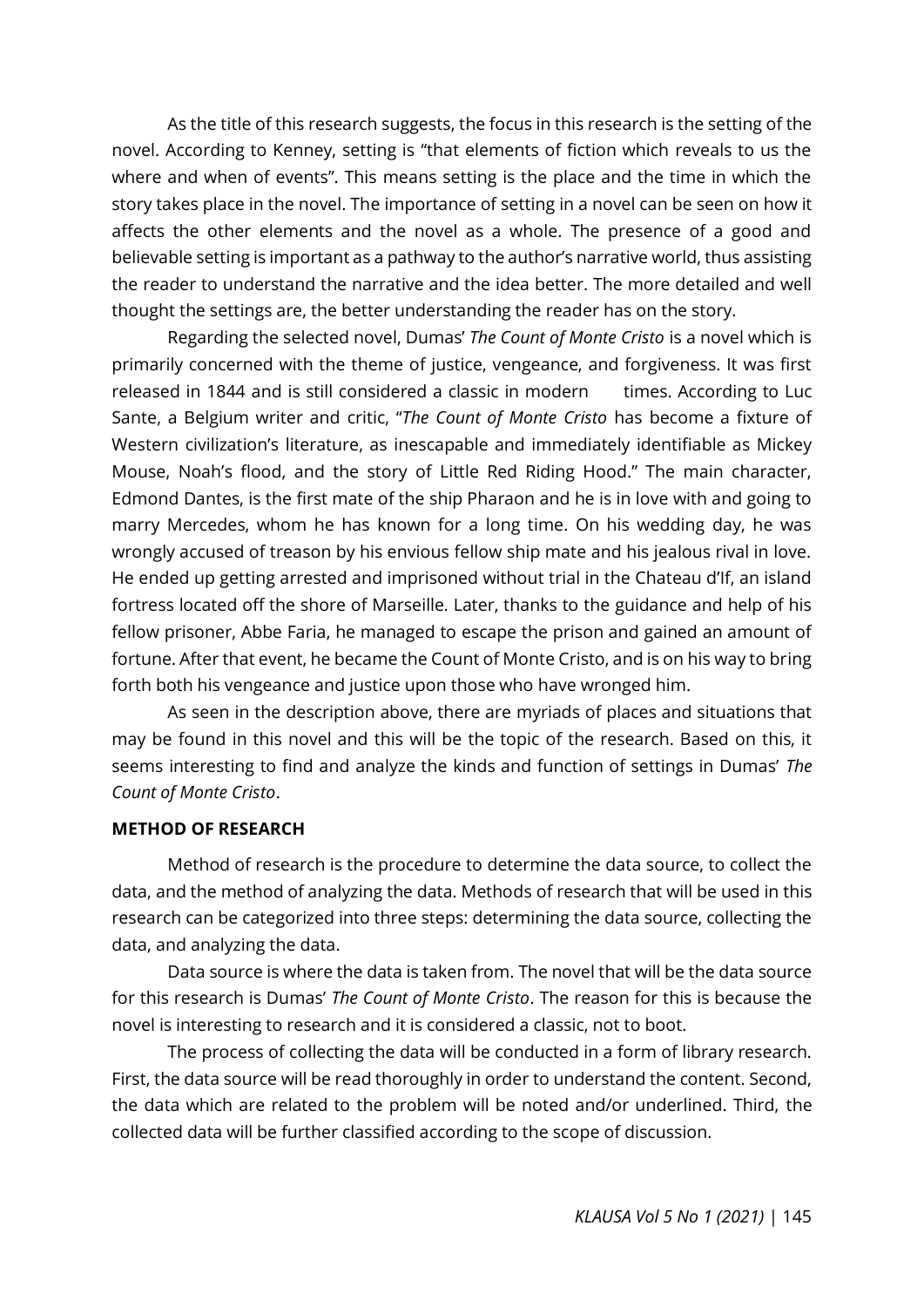As the title of this research suggests, the focus in this research is the setting of the novel. According to Kenney, setting is "that elements of fiction which reveals to us the where and when of events". This means setting is the place and the time in which the story takes place in the novel. The importance of setting in a novel can be seen on how it affects the other elements and the novel as a whole. The presence of a good and believable setting is important as a pathway to the author's narrative world, thus assisting the reader to understand the narrative and the idea better. The more detailed and well thought the settings are, the better understanding the reader has on the story.

Regarding the selected novel, Dumas' *The Count of Monte Cristo* is a novel which is primarily concerned with the theme of justice, vengeance, and forgiveness. It was first released in 1844 and is still considered a classic in modern times. According to Luc Sante, a Belgium writer and critic, "*The Count of Monte Cristo* has become a fixture of Western civilization's literature, as inescapable and immediately identifiable as Mickey Mouse, Noah's flood, and the story of Little Red Riding Hood." The main character, Edmond Dantes, is the first mate of the ship Pharaon and he is in love with and going to marry Mercedes, whom he has known for a long time. On his wedding day, he was wrongly accused of treason by his envious fellow ship mate and his jealous rival in love. He ended up getting arrested and imprisoned without trial in the Chateau d'If, an island fortress located off the shore of Marseille. Later, thanks to the guidance and help of his fellow prisoner, Abbe Faria, he managed to escape the prison and gained an amount of fortune. After that event, he became the Count of Monte Cristo, and is on his way to bring forth both his vengeance and justice upon those who have wronged him.

As seen in the description above, there are myriads of places and situations that may be found in this novel and this will be the topic of the research. Based on this, it seems interesting to find and analyze the kinds and function of settings in Dumas' *The Count of Monte Cristo*.

## METHOD OF RESEARCH

Method of research is the procedure to determine the data source, to collect the data, and the method of analyzing the data. Methods of research that will be used in this research can be categorized into three steps: determining the data source, collecting the data, and analyzing the data.

Data source is where the data is taken from. The novel that will be the data source for this research is Dumas' *The Count of Monte Cristo*. The reason for this is because the novel is interesting to research and it is considered a classic, not to boot.

The process of collecting the data will be conducted in a form of library research. First, the data source will be read thoroughly in order to understand the content. Second, the data which are related to the problem will be noted and/or underlined. Third, the collected data will be further classified according to the scope of discussion.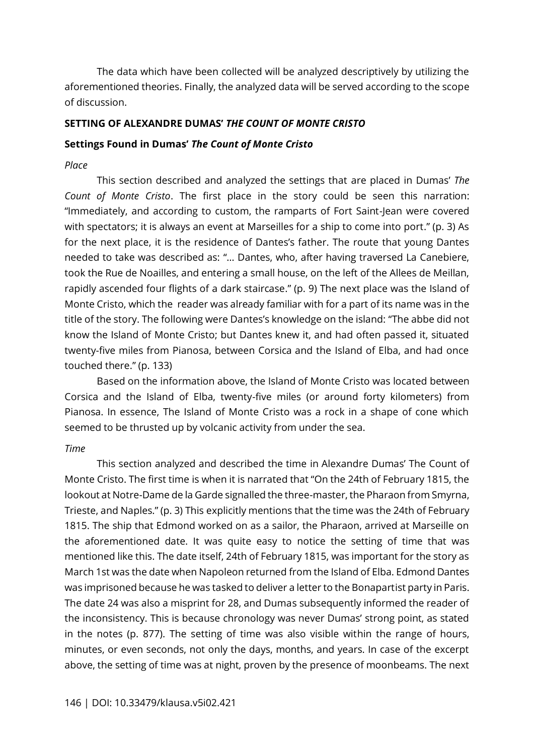The data which have been collected will be analyzed descriptively by utilizing the aforementioned theories. Finally, the analyzed data will be served according to the scope of discussion.

## SETTING OF ALEXANDRE DUMAS' *THE COUNT OF MONTE CRISTO*

### Settings Found in Dumas' *The Count of Monte Cristo*

*Place*

This section described and analyzed the settings that are placed in Dumas' *The Count of Monte Cristo*. The first place in the story could be seen this narration: "Immediately, and according to custom, the ramparts of Fort Saint-Jean were covered with spectators; it is always an event at Marseilles for a ship to come into port." (p. 3) As for the next place, it is the residence of Dantes's father. The route that young Dantes needed to take was described as: "... Dantes, who, after having traversed La Canebiere, took the Rue de Noailles, and entering a small house, on the left of the Allees de Meillan, rapidly ascended four flights of a dark staircase." (p. 9) The next place was the Island of Monte Cristo, which the reader was already familiar with for a part of its name was in the title of the story. The following were Dantes's knowledge on the island: "The abbe did not know the Island of Monte Cristo; but Dantes knew it, and had often passed it, situated twenty-five miles from Pianosa, between Corsica and the Island of Elba, and had once touched there." (p. 133)

Based on the information above, the Island of Monte Cristo was located between Corsica and the Island of Elba, twenty-five miles (or around forty kilometers) from Pianosa. In essence, The Island of Monte Cristo was a rock in a shape of cone which seemed to be thrusted up by volcanic activity from under the sea.

*Time*

This section analyzed and described the time in Alexandre Dumas' The Count of Monte Cristo. The first time is when it is narrated that "On the 24th of February 1815, the lookout at Notre-Dame de la Garde signalled the three-master, the Pharaon from Smyrna, Trieste, and Naples." (p. 3) This explicitly mentions that the time was the 24th of February 1815. The ship that Edmond worked on as a sailor, the Pharaon, arrived at Marseille on the aforementioned date. It was quite easy to notice the setting of time that was mentioned like this. The date itself, 24th of February 1815, was important for the story as March 1st was the date when Napoleon returned from the Island of Elba. Edmond Dantes was imprisoned because he was tasked to deliver a letter to the Bonapartist party in Paris. The date 24 was also a misprint for 28, and Dumas subsequently informed the reader of the inconsistency. This is because chronology was never Dumas' strong point, as stated in the notes (p. 877). The setting of time was also visible within the range of hours, minutes, or even seconds, not only the days, months, and years. In case of the excerpt above, the setting of time was at night, proven by the presence of moonbeams. The next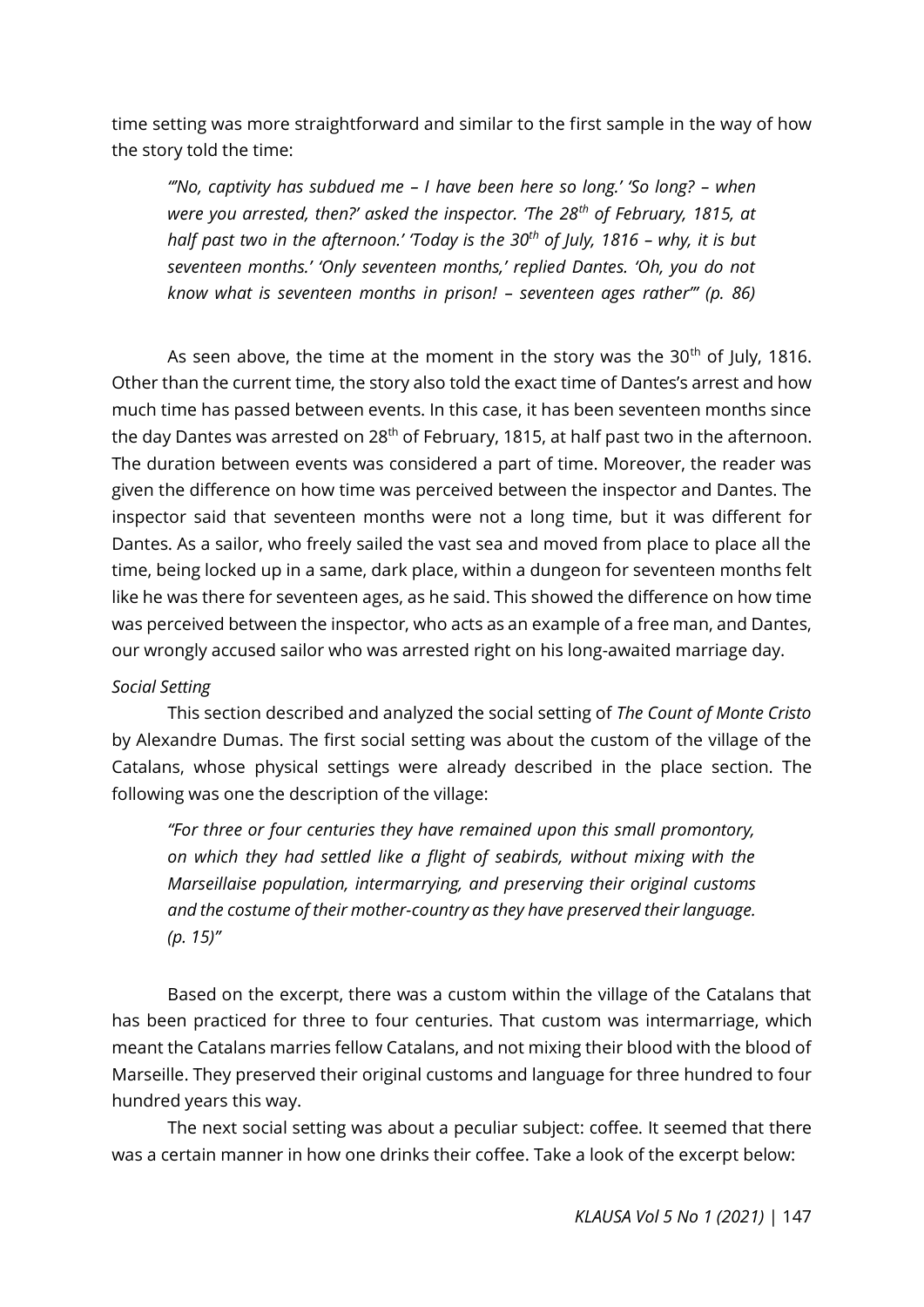time setting was more straightforward and similar to the first sample in the way of how the story told the time:

> *"'No, captivity has subdued me – I have been here so long.' 'So long? – when were you arrested, then?' asked the inspector. 'The 28th of February, 1815, at half past two in the afternoon.' 'Today is the 30th of July, 1816 – why, it is but seventeen months.' 'Only seventeen months,' replied Dantes. 'Oh, you do not know what is seventeen months in prison! – seventeen ages rather'" (p. 86)*

As seen above, the time at the moment in the story was the 30th of July, 1816. Other than the current time, the story also told the exact time of Dantes's arrest and how much time has passed between events. In this case, it has been seventeen months since the day Dantes was arrested on 28th of February, 1815, at half past two in the afternoon. The duration between events was considered a part of time. Moreover, the reader was given the difference on how time was perceived between the inspector and Dantes. The inspector said that seventeen months were not a long time, but it was different for Dantes. As a sailor, who freely sailed the vast sea and moved from place to place all the time, being locked up in a same, dark place, within a dungeon for seventeen months felt like he was there for seventeen ages, as he said. This showed the difference on how time was perceived between the inspector, who acts as an example of a free man, and Dantes, our wrongly accused sailor who was arrested right on his long-awaited marriage day.

*Social Setting*

This section described and analyzed the social setting of *The Count of Monte Cristo* by Alexandre Dumas. The first social setting was about the custom of the village of the Catalans, whose physical settings were already described in the place section. The following was one the description of the village:

> *"For three or four centuries they have remained upon this small promontory, on which they had settled like a flight of seabirds, without mixing with the Marseillaise population, intermarrying, and preserving their original customs and the costume of their mother-country as they have preserved their language. (p. 15)"*

Based on the excerpt, there was a custom within the village of the Catalans that has been practiced for three to four centuries. That custom was intermarriage, which meant the Catalans marries fellow Catalans, and not mixing their blood with the blood of Marseille. They preserved their original customs and language for three hundred to four hundred years this way.

The next social setting was about a peculiar subject: coffee. It seemed that there was a certain manner in how one drinks their coffee. Take a look of the excerpt below: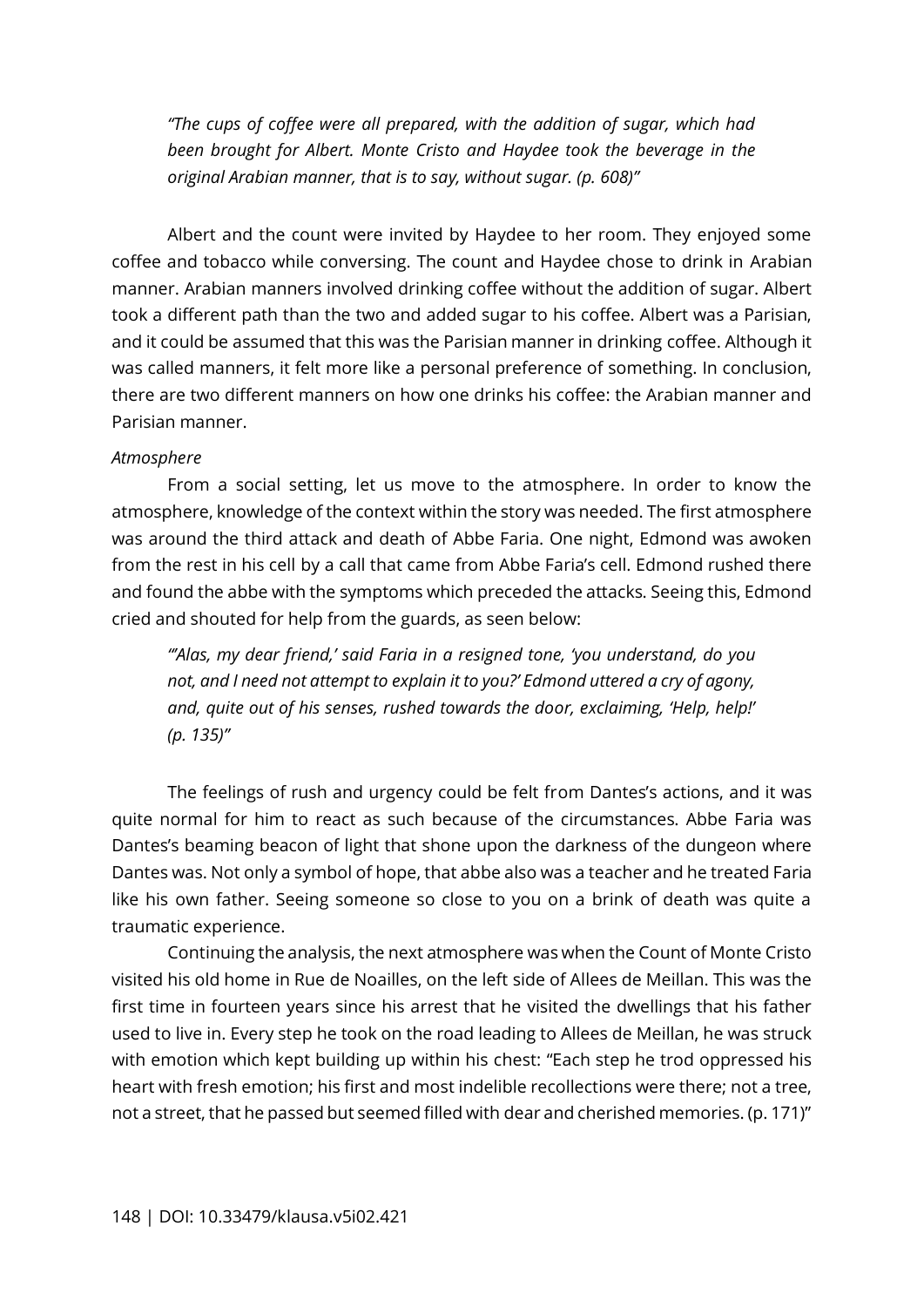*"The cups of coffee were all prepared, with the addition of sugar, which had been brought for Albert. Monte Cristo and Haydee took the beverage in the original Arabian manner, that is to say, without sugar. (p. 608)"*

Albert and the count were invited by Haydee to her room. They enjoyed some coffee and tobacco while conversing. The count and Haydee chose to drink in Arabian manner. Arabian manners involved drinking coffee without the addition of sugar. Albert took a different path than the two and added sugar to his coffee. Albert was a Parisian, and it could be assumed that this was the Parisian manner in drinking coffee. Although it was called manners, it felt more like a personal preference of something. In conclusion, there are two different manners on how one drinks his coffee: the Arabian manner and Parisian manner.

*Atmosphere*

From a social setting, let us move to the atmosphere. In order to know the atmosphere, knowledge of the context within the story was needed. The first atmosphere was around the third attack and death of Abbe Faria. One night, Edmond was awoken from the rest in his cell by a call that came from Abbe Faria's cell. Edmond rushed there and found the abbe with the symptoms which preceded the attacks. Seeing this, Edmond cried and shouted for help from the guards, as seen below:

*"'Alas, my dear friend,' said Faria in a resigned tone, 'you understand, do you not, and I need not attempt to explain it to you?' Edmond uttered a cry of agony, and, quite out of his senses, rushed towards the door, exclaiming, 'Help, help!' (p. 135)"*

The feelings of rush and urgency could be felt from Dantes's actions, and it was quite normal for him to react as such because of the circumstances. Abbe Faria was Dantes's beaming beacon of light that shone upon the darkness of the dungeon where Dantes was. Not only a symbol of hope, that abbe also was a teacher and he treated Faria like his own father. Seeing someone so close to you on a brink of death was quite a traumatic experience.

Continuing the analysis, the next atmosphere was when the Count of Monte Cristo visited his old home in Rue de Noailles, on the left side of Allees de Meillan. This was the first time in fourteen years since his arrest that he visited the dwellings that his father used to live in. Every step he took on the road leading to Allees de Meillan, he was struck with emotion which kept building up within his chest: "Each step he trod oppressed his heart with fresh emotion; his first and most indelible recollections were there; not a tree, not a street, that he passed but seemed filled with dear and cherished memories. (p. 171)"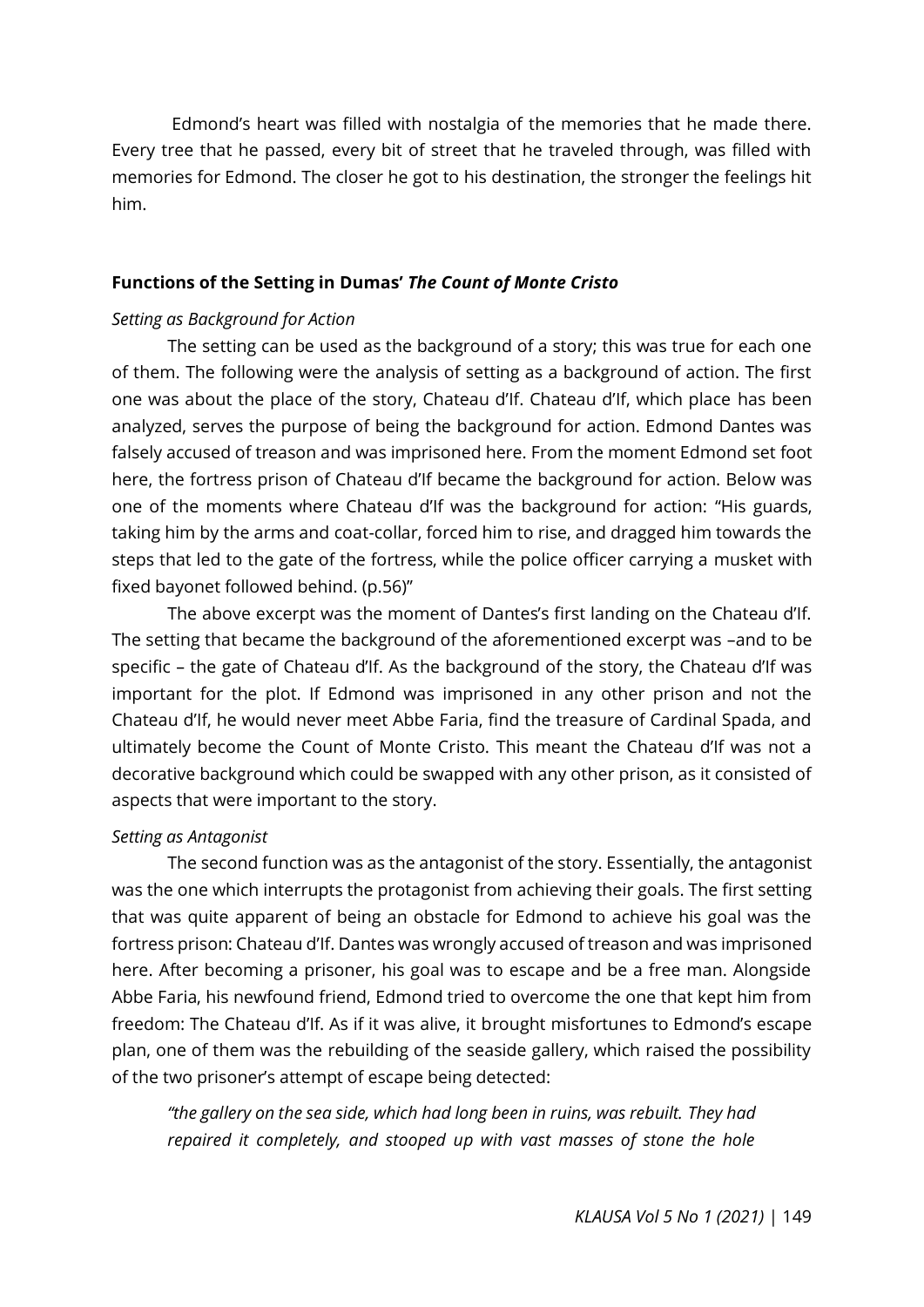Edmond's heart was filled with nostalgia of the memories that he made there. Every tree that he passed, every bit of street that he traveled through, was filled with memories for Edmond. The closer he got to his destination, the stronger the feelings hit him.

## Functions of the Setting in Dumas' *The Count of Monte Cristo*

### *Setting as Background for Action*

The setting can be used as the background of a story; this was true for each one of them. The following were the analysis of setting as a background of action. The first one was about the place of the story, Chateau d'If. Chateau d'If, which place has been analyzed, serves the purpose of being the background for action. Edmond Dantes was falsely accused of treason and was imprisoned here. From the moment Edmond set foot here, the fortress prison of Chateau d'If became the background for action. Below was one of the moments where Chateau d'If was the background for action: "His guards, taking him by the arms and coat-collar, forced him to rise, and dragged him towards the steps that led to the gate of the fortress, while the police officer carrying a musket with fixed bayonet followed behind. (p.56)"

The above excerpt was the moment of Dantes's first landing on the Chateau d'If. The setting that became the background of the aforementioned excerpt was –and to be specific – the gate of Chateau d'If. As the background of the story, the Chateau d'If was important for the plot. If Edmond was imprisoned in any other prison and not the Chateau d'If, he would never meet Abbe Faria, find the treasure of Cardinal Spada, and ultimately become the Count of Monte Cristo. This meant the Chateau d'If was not a decorative background which could be swapped with any other prison, as it consisted of aspects that were important to the story.

### *Setting as Antagonist*

The second function was as the antagonist of the story. Essentially, the antagonist was the one which interrupts the protagonist from achieving their goals. The first setting that was quite apparent of being an obstacle for Edmond to achieve his goal was the fortress prison: Chateau d'If. Dantes was wrongly accused of treason and was imprisoned here. After becoming a prisoner, his goal was to escape and be a free man. Alongside Abbe Faria, his newfound friend, Edmond tried to overcome the one that kept him from freedom: The Chateau d'If. As if it was alive, it brought misfortunes to Edmond's escape plan, one of them was the rebuilding of the seaside gallery, which raised the possibility of the two prisoner's attempt of escape being detected:

> *"the gallery on the sea side, which had long been in ruins, was rebuilt. They had repaired it completely, and stooped up with vast masses of stone the hole*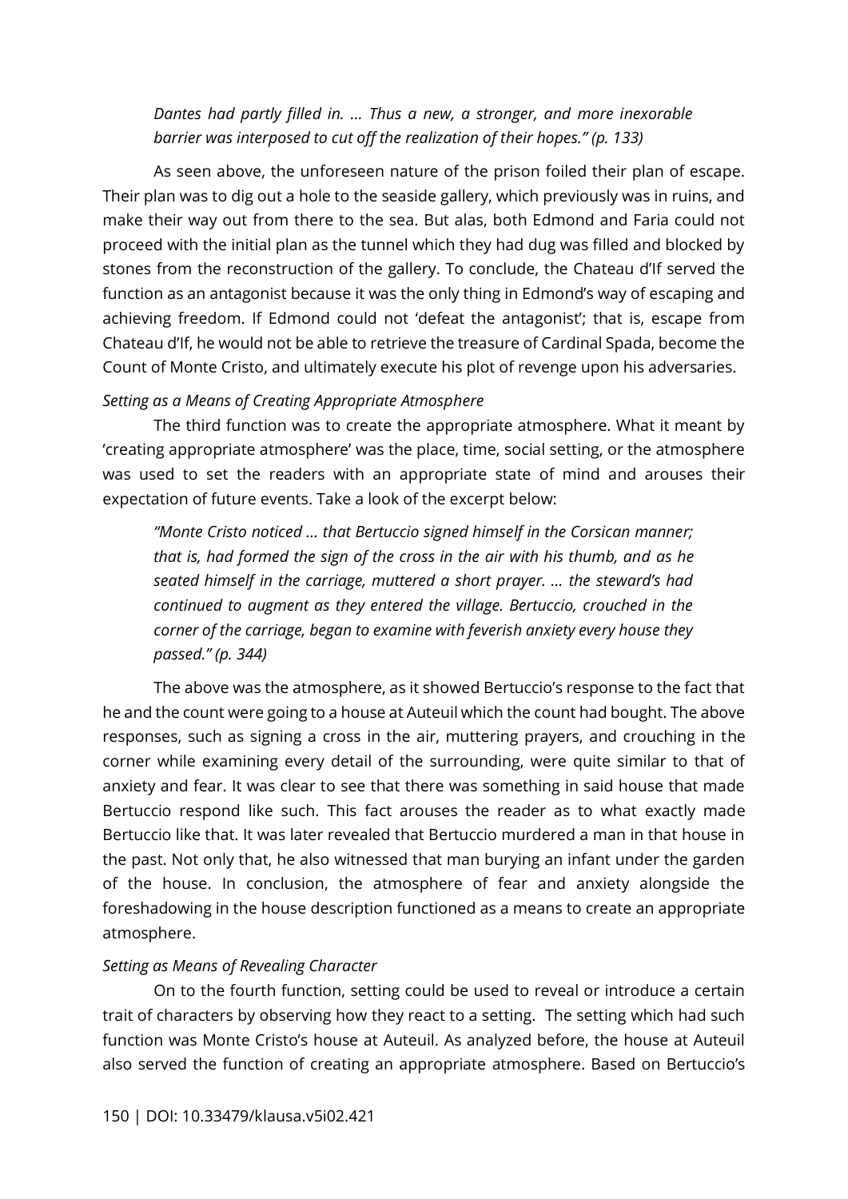> *Dantes had partly filled in. ... Thus a new, a stronger, and more inexorable barrier was interposed to cut off the realization of their hopes." (p. 133)*

As seen above, the unforeseen nature of the prison foiled their plan of escape. Their plan was to dig out a hole to the seaside gallery, which previously was in ruins, and make their way out from there to the sea. But alas, both Edmond and Faria could not proceed with the initial plan as the tunnel which they had dug was filled and blocked by stones from the reconstruction of the gallery. To conclude, the Chateau d'If served the function as an antagonist because it was the only thing in Edmond's way of escaping and achieving freedom. If Edmond could not 'defeat the antagonist'; that is, escape from Chateau d'If, he would not be able to retrieve the treasure of Cardinal Spada, become the Count of Monte Cristo, and ultimately execute his plot of revenge upon his adversaries.

*Setting as a Means of Creating Appropriate Atmosphere*

The third function was to create the appropriate atmosphere. What it meant by 'creating appropriate atmosphere' was the place, time, social setting, or the atmosphere was used to set the readers with an appropriate state of mind and arouses their expectation of future events. Take a look of the excerpt below:

> *"Monte Cristo noticed ... that Bertuccio signed himself in the Corsican manner; that is, had formed the sign of the cross in the air with his thumb, and as he seated himself in the carriage, muttered a short prayer. ... the steward's had continued to augment as they entered the village. Bertuccio, crouched in the corner of the carriage, began to examine with feverish anxiety every house they passed." (p. 344)*

The above was the atmosphere, as it showed Bertuccio's response to the fact that he and the count were going to a house at Auteuil which the count had bought. The above responses, such as signing a cross in the air, muttering prayers, and crouching in the corner while examining every detail of the surrounding, were quite similar to that of anxiety and fear. It was clear to see that there was something in said house that made Bertuccio respond like such. This fact arouses the reader as to what exactly made Bertuccio like that. It was later revealed that Bertuccio murdered a man in that house in the past. Not only that, he also witnessed that man burying an infant under the garden of the house. In conclusion, the atmosphere of fear and anxiety alongside the foreshadowing in the house description functioned as a means to create an appropriate atmosphere.

*Setting as Means of Revealing Character*

On to the fourth function, setting could be used to reveal or introduce a certain trait of characters by observing how they react to a setting. The setting which had such function was Monte Cristo's house at Auteuil. As analyzed before, the house at Auteuil also served the function of creating an appropriate atmosphere. Based on Bertuccio's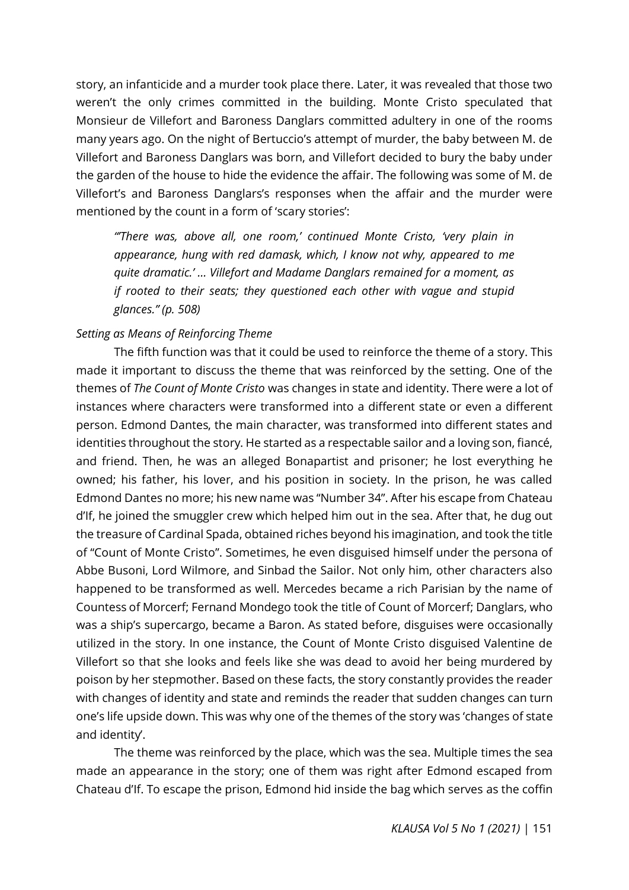story, an infanticide and a murder took place there. Later, it was revealed that those two weren't the only crimes committed in the building. Monte Cristo speculated that Monsieur de Villefort and Baroness Danglars committed adultery in one of the rooms many years ago. On the night of Bertuccio's attempt of murder, the baby between M. de Villefort and Baroness Danglars was born, and Villefort decided to bury the baby under the garden of the house to hide the evidence the affair. The following was some of M. de Villefort's and Baroness Danglars's responses when the affair and the murder were mentioned by the count in a form of 'scary stories':

> *"'There was, above all, one room,' continued Monte Cristo, 'very plain in appearance, hung with red damask, which, I know not why, appeared to me quite dramatic.' ... Villefort and Madame Danglars remained for a moment, as if rooted to their seats; they questioned each other with vague and stupid glances." (p. 508)*

*Setting as Means of Reinforcing Theme*

The fifth function was that it could be used to reinforce the theme of a story. This made it important to discuss the theme that was reinforced by the setting. One of the themes of *The Count of Monte Cristo* was changes in state and identity. There were a lot of instances where characters were transformed into a different state or even a different person. Edmond Dantes, the main character, was transformed into different states and identities throughout the story. He started as a respectable sailor and a loving son, fiancé, and friend. Then, he was an alleged Bonapartist and prisoner; he lost everything he owned; his father, his lover, and his position in society. In the prison, he was called Edmond Dantes no more; his new name was "Number 34". After his escape from Chateau d'If, he joined the smuggler crew which helped him out in the sea. After that, he dug out the treasure of Cardinal Spada, obtained riches beyond his imagination, and took the title of "Count of Monte Cristo". Sometimes, he even disguised himself under the persona of Abbe Busoni, Lord Wilmore, and Sinbad the Sailor. Not only him, other characters also happened to be transformed as well. Mercedes became a rich Parisian by the name of Countess of Morcerf; Fernand Mondego took the title of Count of Morcerf; Danglars, who was a ship's supercargo, became a Baron. As stated before, disguises were occasionally utilized in the story. In one instance, the Count of Monte Cristo disguised Valentine de Villefort so that she looks and feels like she was dead to avoid her being murdered by poison by her stepmother. Based on these facts, the story constantly provides the reader with changes of identity and state and reminds the reader that sudden changes can turn one's life upside down. This was why one of the themes of the story was 'changes of state and identity'.

The theme was reinforced by the place, which was the sea. Multiple times the sea made an appearance in the story; one of them was right after Edmond escaped from Chateau d'If. To escape the prison, Edmond hid inside the bag which serves as the coffin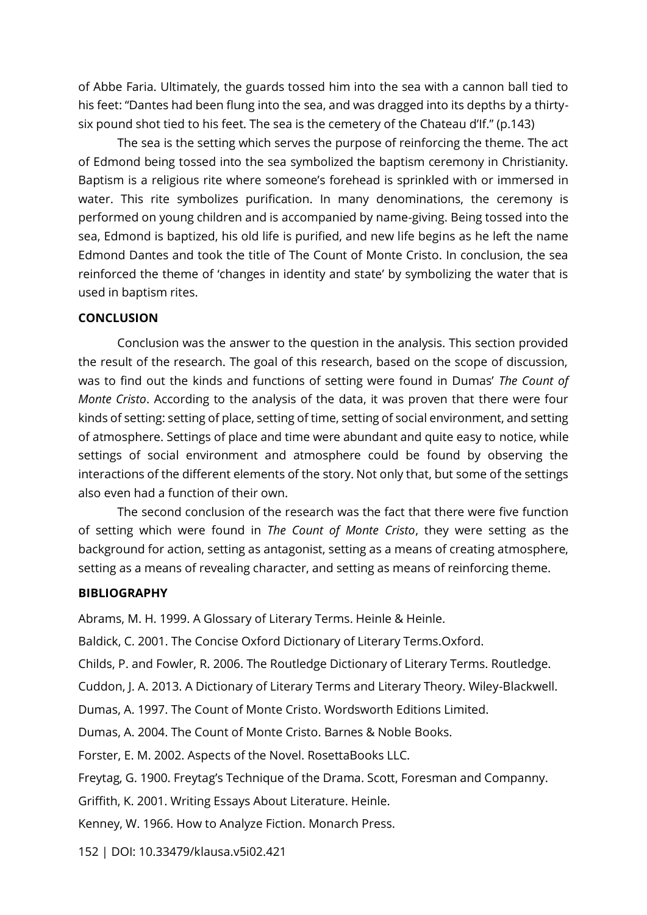of Abbe Faria. Ultimately, the guards tossed him into the sea with a cannon ball tied to his feet: "Dantes had been flung into the sea, and was dragged into its depths by a thirty-six pound shot tied to his feet. The sea is the cemetery of the Chateau d'If." (p.143)

The sea is the setting which serves the purpose of reinforcing the theme. The act of Edmond being tossed into the sea symbolized the baptism ceremony in Christianity. Baptism is a religious rite where someone's forehead is sprinkled with or immersed in water. This rite symbolizes purification. In many denominations, the ceremony is performed on young children and is accompanied by name-giving. Being tossed into the sea, Edmond is baptized, his old life is purified, and new life begins as he left the name Edmond Dantes and took the title of The Count of Monte Cristo. In conclusion, the sea reinforced the theme of 'changes in identity and state' by symbolizing the water that is used in baptism rites.

## CONCLUSION

Conclusion was the answer to the question in the analysis. This section provided the result of the research. The goal of this research, based on the scope of discussion, was to find out the kinds and functions of setting were found in Dumas' *The Count of Monte Cristo*. According to the analysis of the data, it was proven that there were four kinds of setting: setting of place, setting of time, setting of social environment, and setting of atmosphere. Settings of place and time were abundant and quite easy to notice, while settings of social environment and atmosphere could be found by observing the interactions of the different elements of the story. Not only that, but some of the settings also even had a function of their own.

The second conclusion of the research was the fact that there were five function of setting which were found in *The Count of Monte Cristo*, they were setting as the background for action, setting as antagonist, setting as a means of creating atmosphere, setting as a means of revealing character, and setting as means of reinforcing theme.

## BIBLIOGRAPHY

Abrams, M. H. 1999. A Glossary of Literary Terms. Heinle & Heinle.

Baldick, C. 2001. The Concise Oxford Dictionary of Literary Terms.Oxford.

Childs, P. and Fowler, R. 2006. The Routledge Dictionary of Literary Terms. Routledge.

Cuddon, J. A. 2013. A Dictionary of Literary Terms and Literary Theory. Wiley-Blackwell.

Dumas, A. 1997. The Count of Monte Cristo. Wordsworth Editions Limited.

Dumas, A. 2004. The Count of Monte Cristo. Barnes & Noble Books.

Forster, E. M. 2002. Aspects of the Novel. RosettaBooks LLC.

Freytag, G. 1900. Freytag's Technique of the Drama. Scott, Foresman and Compannny.

Griffith, K. 2001. Writing Essays About Literature. Heinle.

Kenney, W. 1966. How to Analyze Fiction. Monarch Press.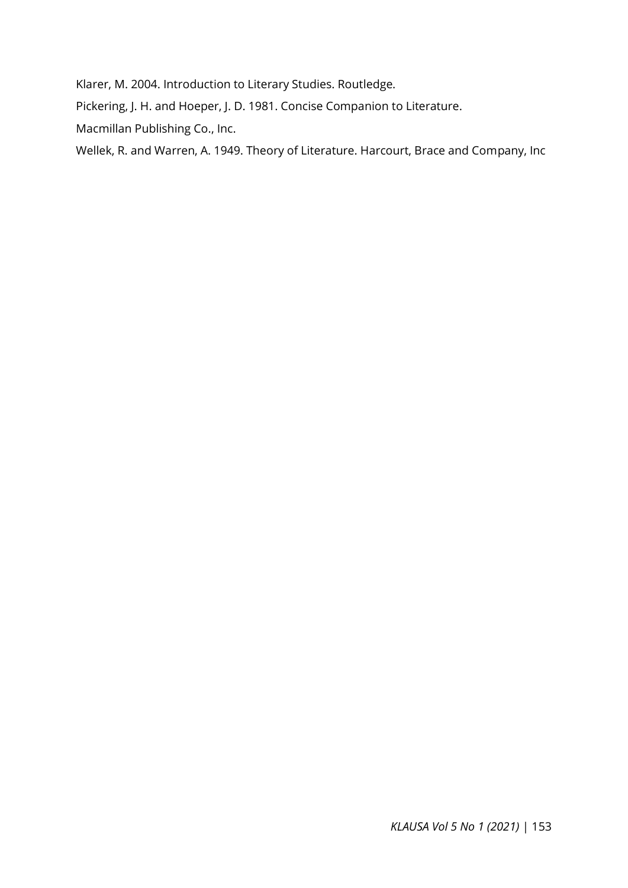Klarer, M. 2004. Introduction to Literary Studies. Routledge.

Pickering, J. H. and Hoeper, J. D. 1981. Concise Companion to Literature.

Macmillan Publishing Co., Inc.

Wellek, R. and Warren, A. 1949. Theory of Literature. Harcourt, Brace and Company, Inc